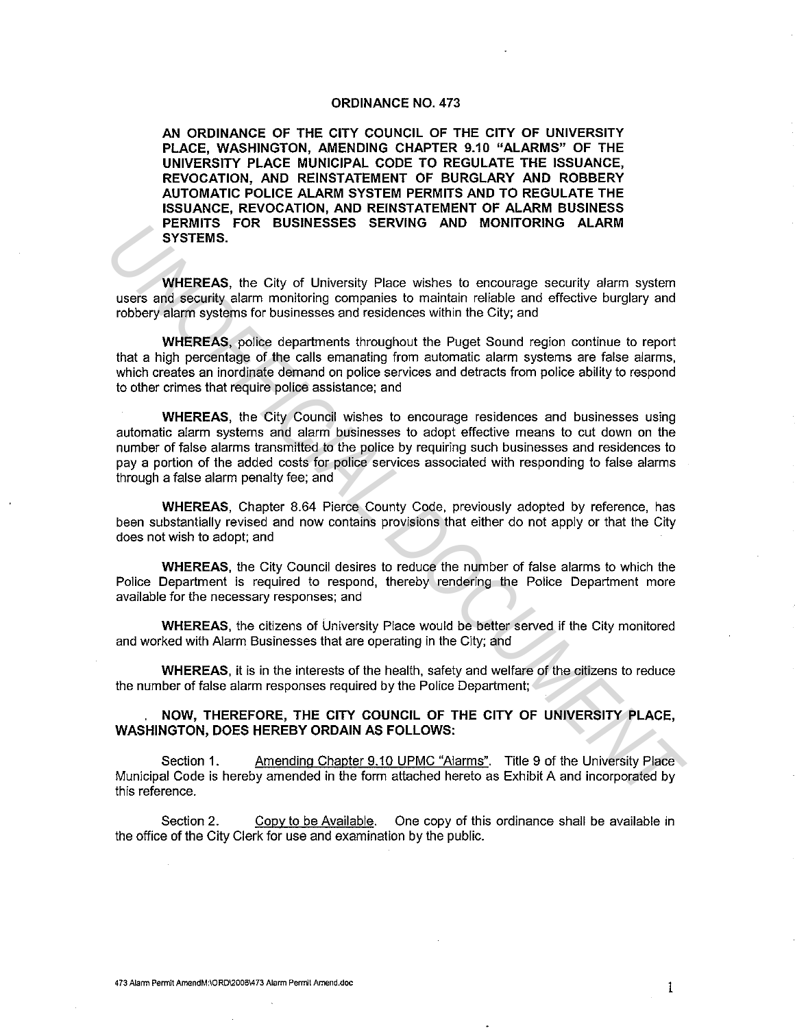# ORDINANCE NO. 473

**AN ORDINANCE OF THE CITY COUNCIL OF THE CITY OF UNIVERSITY PLACE, WASHINGTON, AMENDING CHAPTER 9.10 "ALARMS" OF THE UNIVERSITY PLACE MUNICIPAL CODE TO REGULATE THE ISSUANCE, REVOCATION, AND REINSTATEMENT OF BURGLARY AND ROBBERY AUTOMATIC POLICE ALARM SYSTEM PERMITS AND TO REGULATE THE ISSUANCE, REVOCATION, AND REINSTATEMENT OF ALARM BUSINESS PERMITS FOR BUSINESSES SERVING AND MONITORING ALARM SYSTEMS.**

**WHEREAS**, the City of University Place wishes to encourage security alarm system users and security alarm monitoring companies to maintain reliable and effective burglary and robbery alarm systems for businesses and residences within the City; and

**WHEREAS**, police departments throughout the Puget Sound region continue to report that a high percentage of the calls emanating from automatic alarm systems are false alarms, which creates an inordinate demand on police services and detracts from police ability to respond to other crimes that require police assistance; and

**WHEREAS**, the City Council wishes to encourage residences and businesses using automatic alarm systems and alarm businesses to adopt effective means to cut down on the number of false alarms transmitted to the police by requiring such businesses and residences to pay a portion of the added costs for police services associated with responding to false alarms through a false alarm penalty fee; and

**WHEREAS**, Chapter 8.64 Pierce County Code, previously adopted by reference, has been substantially revised and now contains provisions that either do not apply or that the City does not wish to adopt; and

**WHEREAS**, the City Council desires to reduce the number of false alarms to which the Police Department is required to respond, thereby rendering the Police Department more available for the necessary responses; and

**WHEREAS**, the citizens of University Place would be better served if the City monitored and worked with Alarm Businesses that are operating in the City; and

**WHEREAS**, it is in the interests of the health, safety and welfare of the citizens to reduce the number of false alarm responses required by the Police Department;

**NOW, THEREFORE, THE CITY COUNCIL OF THE CITY OF UNIVERSITY PLACE, WASHINGTON, DOES HEREBY ORDAIN AS FOLLOWS:**

Section 1. Amending Chapter 9.10 UPMC "Alarms". Title 9 of the University Place Municipal Code is hereby amended in the form attached hereto as Exhibit A and incorporated by this reference.

Section 2. Copy to be Available. One copy of this ordinance shall be available in the office of the City Clerk for use and examination by the public.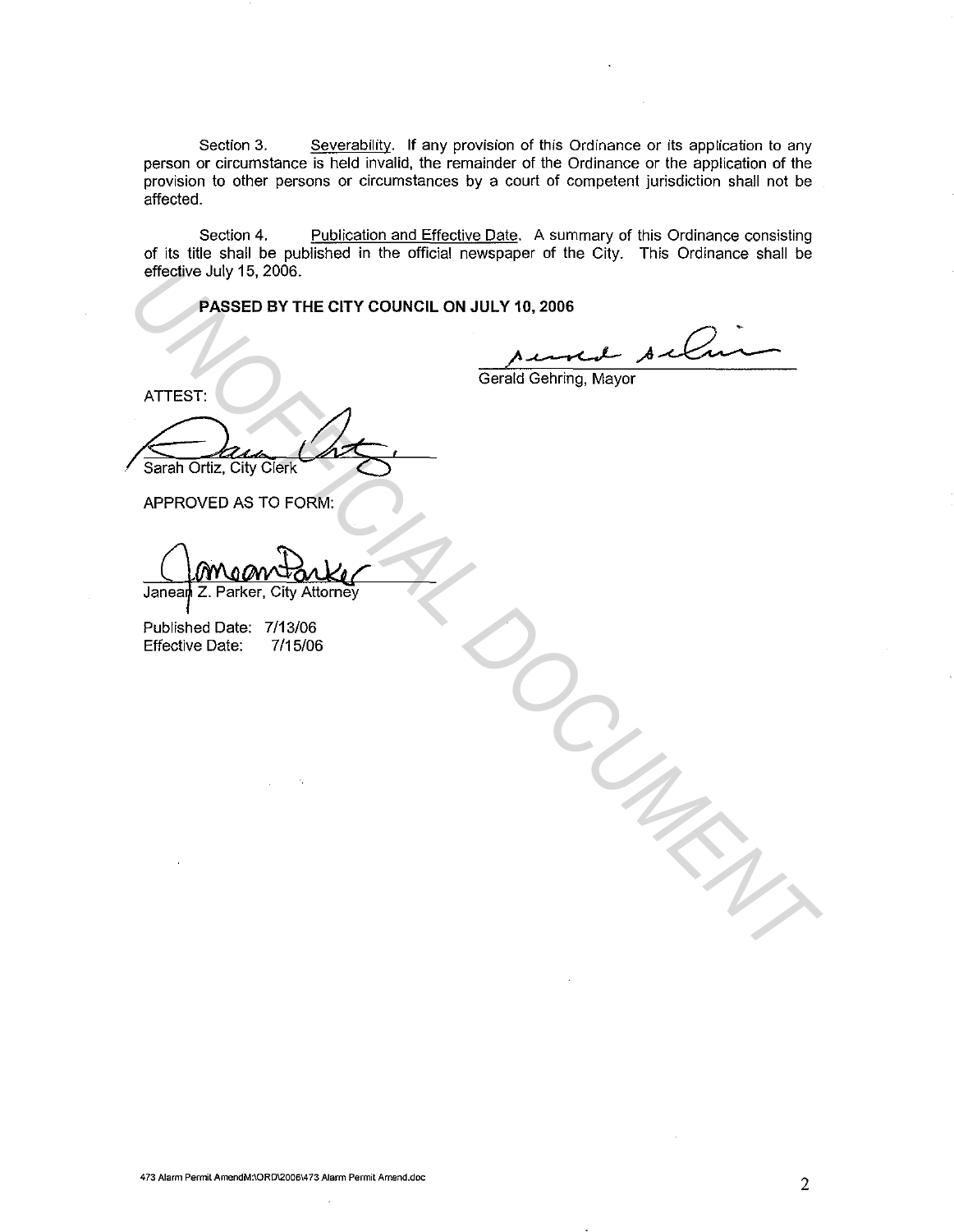Section 3. Severability. If any provision of this Ordinance or its application to any person or circumstance is held invalid, the remainder of the Ordinance or the application of the provision to other persons or circumstances by a court of competent jurisdiction shall not be affected.

Section 4. Publication and Effective Date. A summary of this Ordinance consisting of its title shall be published in the official newspaper of the City. This Ordinance shall be effective July 15, 2006.

**PASSED BY THE CITY COUNCIL ON JULY 10, 2006**

Gerald Gehring, Mayor

ATTEST:

Sarah Ortiz, City Clerk

APPROVED AS TO FORM:

Janean Z. Parker, City Attorney

Published Date: 7/13/06
Effective Date: 7/15/06

UNOFFICIAL DOCUMENT

473 Alarm Permit AmendM:\ORD\2006\473 Alarm Permit Amend.doc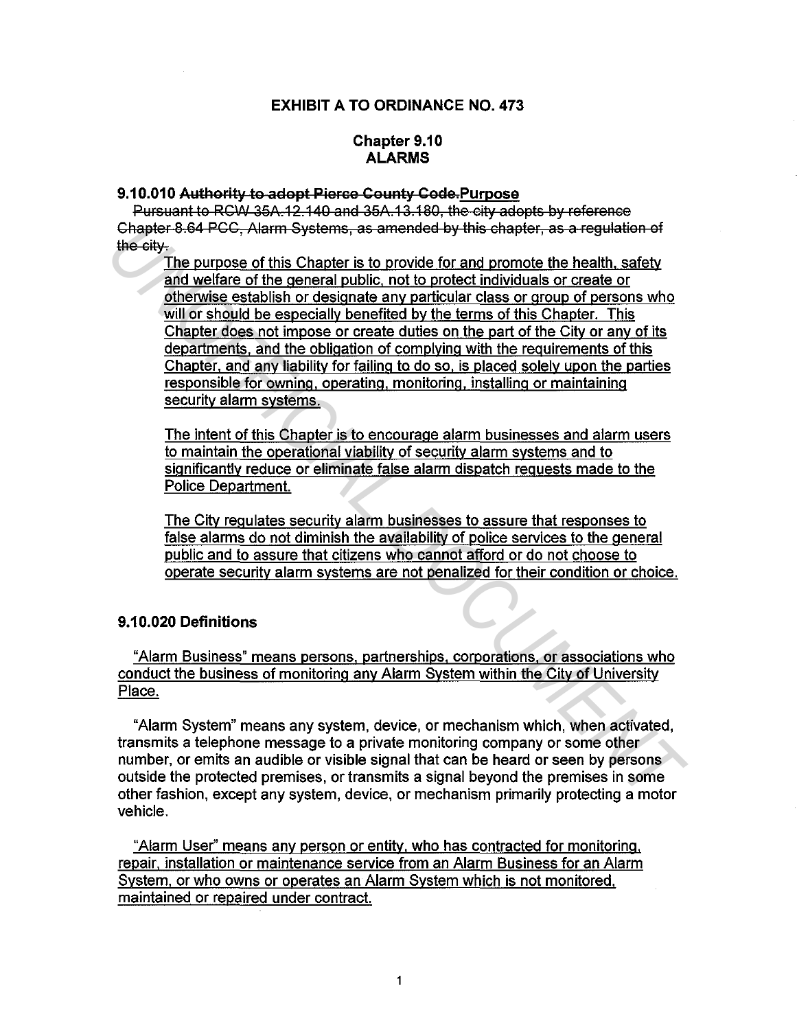# EXHIBIT A TO ORDINANCE NO. 473

## Chapter 9.10
## ALARMS

### 9.10.010 ~~Authority to adopt Pierce County Code.~~<u>Purpose</u>

~~Pursuant to RCW 35A.12.140 and 35A.13.180, the city adopts by reference Chapter 8.64 PCC, Alarm Systems, as amended by this chapter, as a regulation of the city.~~

<u>The purpose of this Chapter is to provide for and promote the health, safety and welfare of the general public, not to protect individuals or create or otherwise establish or designate any particular class or group of persons who will or should be especially benefited by the terms of this Chapter. This Chapter does not impose or create duties on the part of the City or any of its departments, and the obligation of complying with the requirements of this Chapter, and any liability for failing to do so, is placed solely upon the parties responsible for owning, operating, monitoring, installing or maintaining security alarm systems.</u>

<u>The intent of this Chapter is to encourage alarm businesses and alarm users to maintain the operational viability of security alarm systems and to significantly reduce or eliminate false alarm dispatch requests made to the Police Department.</u>

<u>The City regulates security alarm businesses to assure that responses to false alarms do not diminish the availability of police services to the general public and to assure that citizens who cannot afford or do not choose to operate security alarm systems are not penalized for their condition or choice.</u>

### 9.10.020 Definitions

<u>"Alarm Business" means persons, partnerships, corporations, or associations who conduct the business of monitoring any Alarm System within the City of University Place.</u>

"Alarm System" means any system, device, or mechanism which, when activated, transmits a telephone message to a private monitoring company or some other number, or emits an audible or visible signal that can be heard or seen by persons outside the protected premises, or transmits a signal beyond the premises in some other fashion, except any system, device, or mechanism primarily protecting a motor vehicle.

<u>"Alarm User" means any person or entity, who has contracted for monitoring, repair, installation or maintenance service from an Alarm Business for an Alarm System, or who owns or operates an Alarm System which is not monitored, maintained or repaired under contract.</u>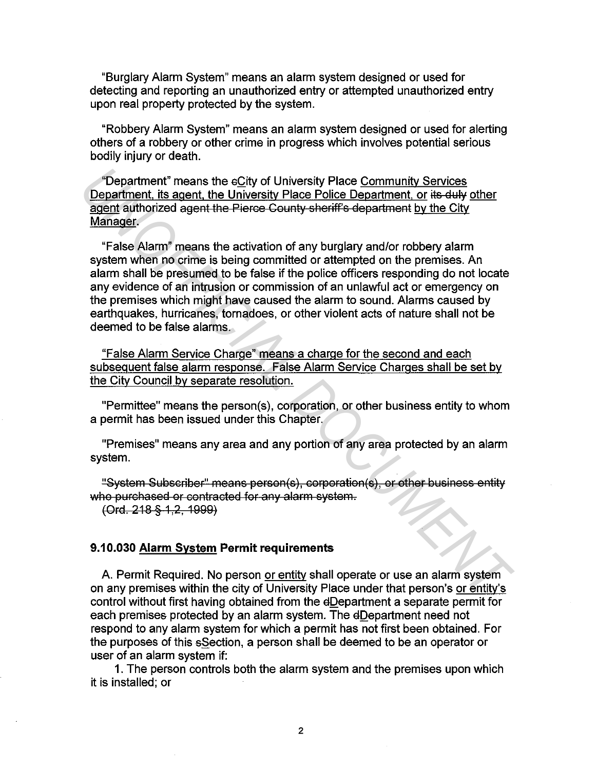"Burglary Alarm System" means an alarm system designed or used for detecting and reporting an unauthorized entry or attempted unauthorized entry upon real property protected by the system.

"Robbery Alarm System" means an alarm system designed or used for alerting others of a robbery or other crime in progress which involves potential serious bodily injury or death.

"Department" means the ~~c~~<u>C</u>ity of University Place <u>Community Services Department, its agent, the University Place Police Department, or</u> ~~its duly~~ <u>other agent</u> authorized ~~agent the Pierce County sheriff's department~~ <u>by the City Manager</u>.

"False Alarm" means the activation of any burglary and/or robbery alarm system when no crime is being committed or attempted on the premises. An alarm shall be presumed to be false if the police officers responding do not locate any evidence of an intrusion or commission of an unlawful act or emergency on the premises which might have caused the alarm to sound. Alarms caused by earthquakes, hurricanes, tornadoes, or other violent acts of nature shall not be deemed to be false alarms.

<u>"False Alarm Service Charge" means a charge for the second and each subsequent false alarm response. False Alarm Service Charges shall be set by the City Council by separate resolution.</u>

"Permittee" means the person(s), corporation, or other business entity to whom a permit has been issued under this Chapter.

"Premises" means any area and any portion of any area protected by an alarm system.

~~"System Subscriber" means person(s), corporation(s), or other business entity who purchased or contracted for any alarm system.~~
~~(Ord. 218 § 1,2, 1999)~~

### 9.10.030 <u>Alarm System</u> Permit requirements

A. Permit Required. No person <u>or entity</u> shall operate or use an alarm system on any premises within the city of University Place under that person's <u>or entity's</u> control without first having obtained from the ~~d~~<u>D</u>epartment a separate permit for each premises protected by an alarm system. The ~~d~~<u>D</u>epartment need not respond to any alarm system for which a permit has not first been obtained. For the purposes of this ~~s~~<u>S</u>ection, a person shall be deemed to be an operator or user of an alarm system if:

1. The person controls both the alarm system and the premises upon which it is installed; or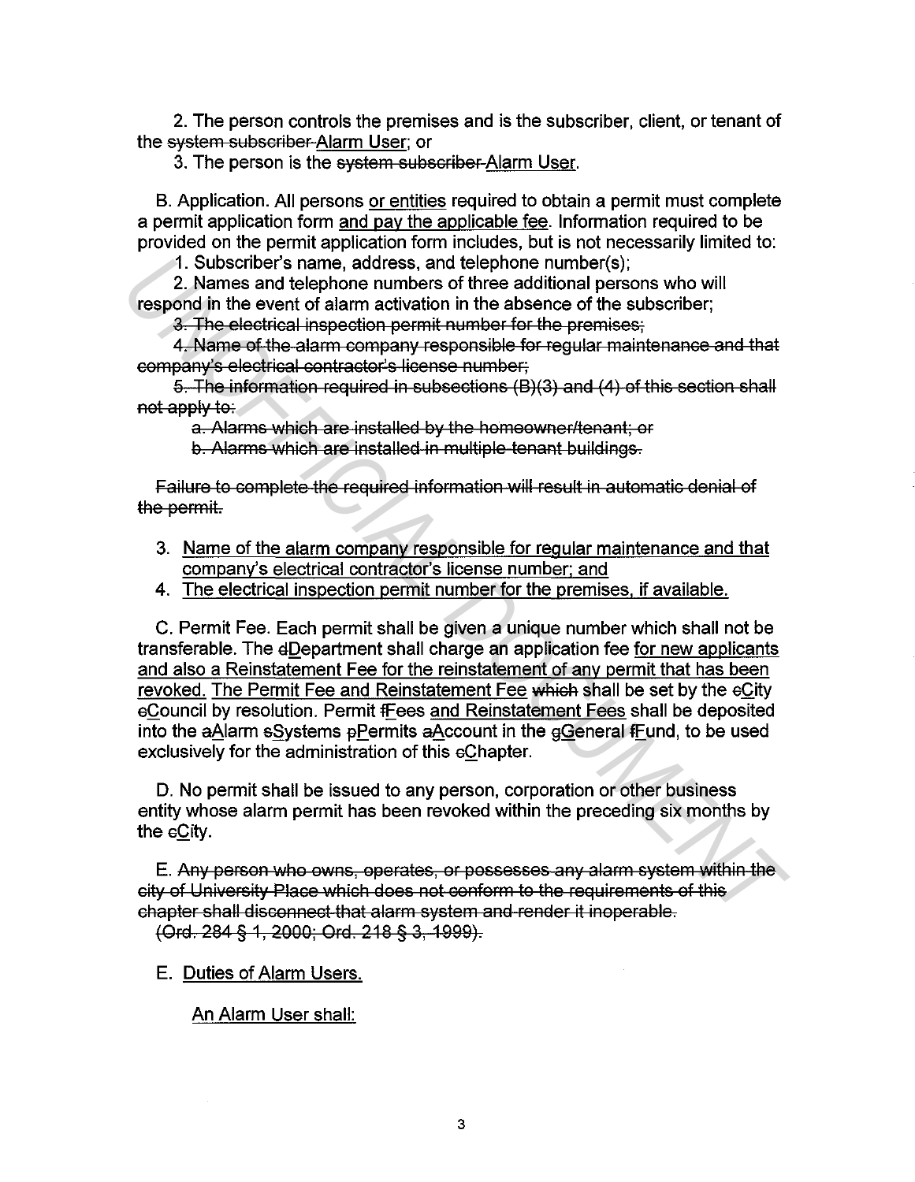2. The person controls the premises and is the subscriber, client, or tenant of the ~~system subscriber~~ <u>Alarm User</u>; or

3. The person is the ~~system subscriber~~ <u>Alarm User</u>.

B. Application. All persons <u>or entities</u> required to obtain a permit must complete a permit application form <u>and pay the applicable fee</u>. Information required to be provided on the permit application form includes, but is not necessarily limited to:

1. Subscriber's name, address, and telephone number(s);

2. Names and telephone numbers of three additional persons who will respond in the event of alarm activation in the absence of the subscriber;

~~3. The electrical inspection permit number for the premises;~~

~~4. Name of the alarm company responsible for regular maintenance and that company's electrical contractor's license number;~~

~~5. The information required in subsections (B)(3) and (4) of this section shall not apply to:~~

~~a. Alarms which are installed by the homeowner/tenant; or~~

~~b. Alarms which are installed in multiple-tenant buildings.~~

~~Failure to complete the required information will result in automatic denial of the permit.~~

3. <u>Name of the alarm company responsible for regular maintenance and that company's electrical contractor's license number; and</u>
4. <u>The electrical inspection permit number for the premises, if available.</u>

C. Permit Fee. Each permit shall be given a unique number which shall not be transferable. The ~~d~~<u>D</u>epartment shall charge an application fee <u>for new applicants and also a Reinstatement Fee for the reinstatement of any permit that has been revoked. The Permit Fee and Reinstatement Fee</u> ~~which~~ shall be set by the ~~c~~<u>C</u>ity ~~c~~<u>C</u>ouncil by resolution. Permit ~~f~~<u>F</u>ees <u>and Reinstatement Fees</u> shall be deposited into the ~~a~~<u>A</u>larm ~~s~~<u>S</u>ystems ~~p~~<u>P</u>ermits ~~a~~<u>A</u>ccount in the ~~g~~<u>G</u>eneral ~~f~~<u>F</u>und, to be used exclusively for the administration of this ~~c~~<u>C</u>hapter.

D. No permit shall be issued to any person, corporation or other business entity whose alarm permit has been revoked within the preceding six months by the ~~c~~<u>C</u>ity.

E. ~~Any person who owns, operates, or possesses any alarm system within the city of University Place which does not conform to the requirements of this chapter shall disconnect that alarm system and render it inoperable.~~

~~(Ord. 284 § 1, 2000; Ord. 218 § 3, 1999).~~

E. <u>Duties of Alarm Users.</u>

<u>An Alarm User shall:</u>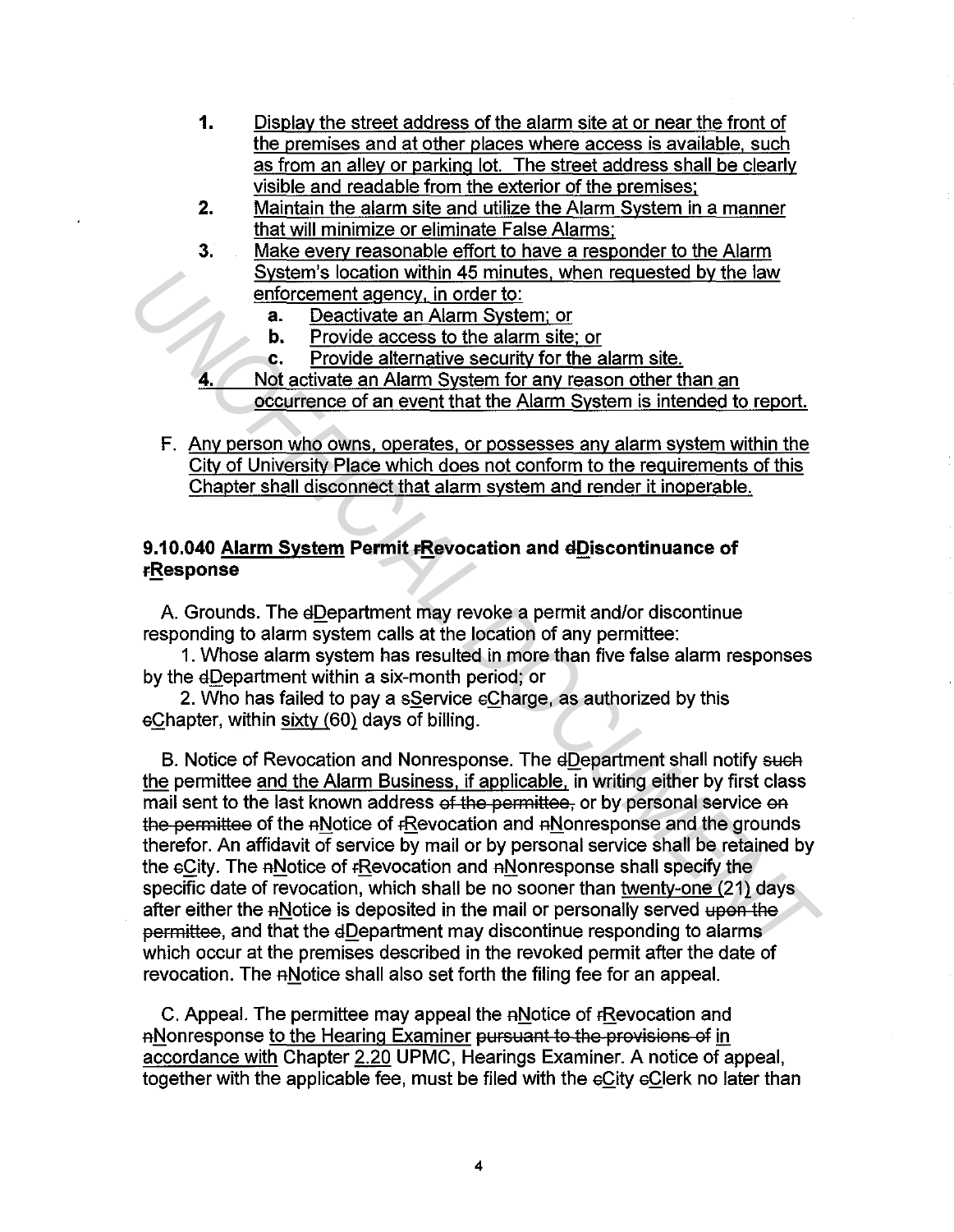1. Display the street address of the alarm site at or near the front of the premises and at other places where access is available, such as from an alley or parking lot. The street address shall be clearly visible and readable from the exterior of the premises;
2. Maintain the alarm site and utilize the Alarm System in a manner that will minimize or eliminate False Alarms;
3. Make every reasonable effort to have a responder to the Alarm System's location within 45 minutes, when requested by the law enforcement agency, in order to:
   a. Deactivate an Alarm System; or
   b. Provide access to the alarm site; or
   c. Provide alternative security for the alarm site.
4. Not activate an Alarm System for any reason other than an occurrence of an event that the Alarm System is intended to report.

F. Any person who owns, operates, or possesses any alarm system within the City of University Place which does not conform to the requirements of this Chapter shall disconnect that alarm system and render it inoperable.

### 9.10.040 Alarm System Permit rRevocation and dDiscontinuance of rResponse

A. Grounds. The dDepartment may revoke a permit and/or discontinue responding to alarm system calls at the location of any permittee:

1. Whose alarm system has resulted in more than five false alarm responses by the dDepartment within a six-month period; or

2. Who has failed to pay a sService cCharge, as authorized by this cChapter, within sixty (60) days of billing.

B. Notice of Revocation and Nonresponse. The dDepartment shall notify such the permittee and the Alarm Business, if applicable, in writing either by first class mail sent to the last known address of the permittee, or by personal service on the permittee of the nNotice of rRevocation and nNonresponse and the grounds therefor. An affidavit of service by mail or by personal service shall be retained by the cCity. The nNotice of rRevocation and nNonresponse shall specify the specific date of revocation, which shall be no sooner than twenty-one (21) days after either the nNotice is deposited in the mail or personally served upon the permittee, and that the dDepartment may discontinue responding to alarms which occur at the premises described in the revoked permit after the date of revocation. The nNotice shall also set forth the filing fee for an appeal.

C. Appeal. The permittee may appeal the nNotice of rRevocation and nNonresponse to the Hearing Examiner pursuant to the provisions of in accordance with Chapter 2.20 UPMC, Hearings Examiner. A notice of appeal, together with the applicable fee, must be filed with the cCity cClerk no later than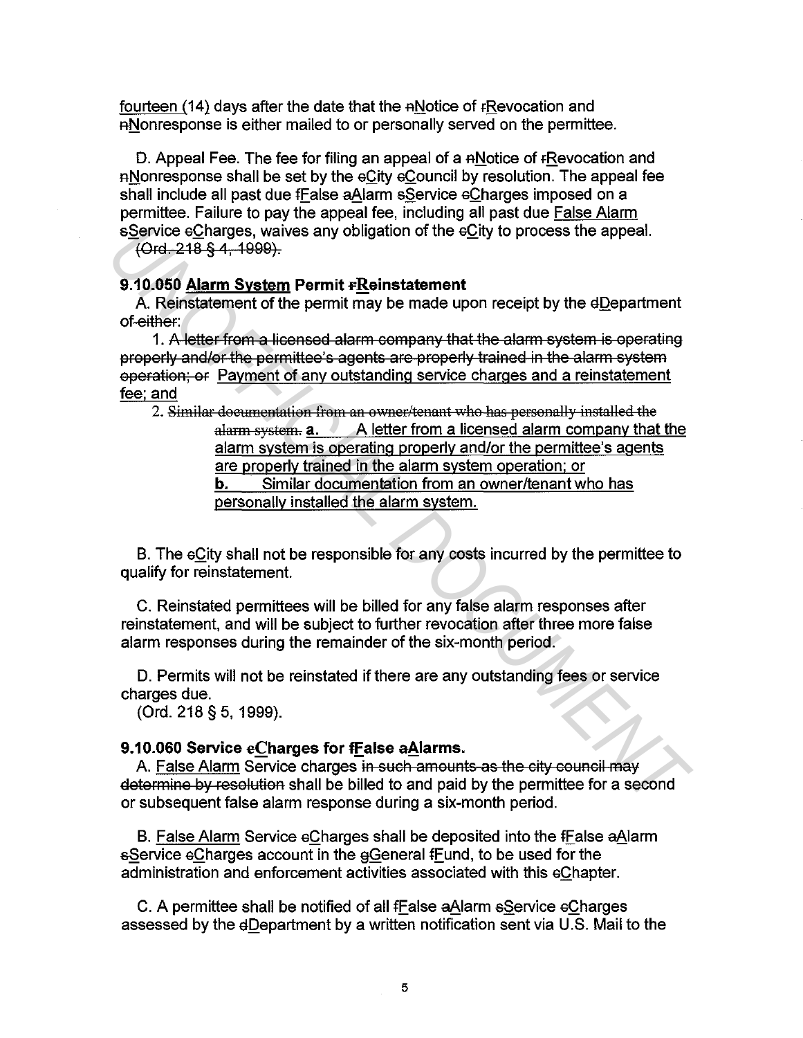fourteen (14) days after the date that the ~~n~~Notice of ~~r~~Revocation and ~~n~~Nonresponse is either mailed to or personally served on the permittee.

D. Appeal Fee. The fee for filing an appeal of a ~~n~~Notice of ~~r~~Revocation and ~~n~~Nonresponse shall be set by the ~~c~~City ~~c~~Council by resolution. The appeal fee shall include all past due ~~f~~False ~~a~~Alarm ~~s~~Service ~~c~~Charges imposed on a permittee. Failure to pay the appeal fee, including all past due False Alarm ~~s~~Service ~~c~~Charges, waives any obligation of the ~~c~~City to process the appeal.
~~(Ord. 218 § 4, 1999).~~

**9.10.050 Alarm System Permit ~~r~~Reinstatement**

A. Reinstatement of the permit may be made upon receipt by the ~~d~~Department of~~-either~~:

1. ~~A letter from a licensed alarm company that the alarm system is operating properly and/or the permittee's agents are properly trained in the alarm system operation; or~~ Payment of any outstanding service charges and a reinstatement fee; and

2. ~~Similar documentation from an owner/tenant who has personally installed the alarm system.~~

  **a.** A letter from a licensed alarm company that the alarm system is operating properly and/or the permittee's agents are properly trained in the alarm system operation; or

  **b.** Similar documentation from an owner/tenant who has personally installed the alarm system.

B. The ~~c~~City shall not be responsible for any costs incurred by the permittee to qualify for reinstatement.

C. Reinstated permittees will be billed for any false alarm responses after reinstatement, and will be subject to further revocation after three more false alarm responses during the remainder of the six-month period.

D. Permits will not be reinstated if there are any outstanding fees or service charges due.
(Ord. 218 § 5, 1999).

**9.10.060 Service ~~c~~Charges for ~~f~~False ~~a~~Alarms.**

A. False Alarm Service charges ~~in such amounts as the city council may determine by resolution~~ shall be billed to and paid by the permittee for a second or subsequent false alarm response during a six-month period.

B. False Alarm Service ~~c~~Charges shall be deposited into the ~~f~~False ~~a~~Alarm ~~s~~Service ~~c~~Charges account in the ~~g~~General ~~f~~Fund, to be used for the administration and enforcement activities associated with this ~~c~~Chapter.

C. A permittee shall be notified of all ~~f~~False ~~a~~Alarm ~~s~~Service ~~c~~Charges assessed by the ~~d~~Department by a written notification sent via U.S. Mail to the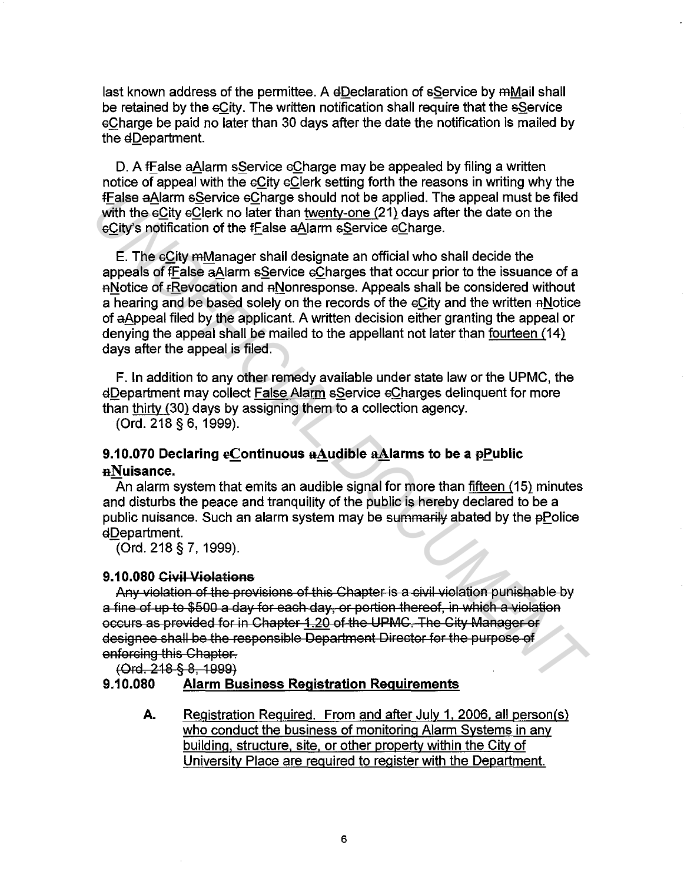last known address of the permittee. A ~~d~~Declaration of ~~s~~Service by ~~m~~Mail shall be retained by the ~~c~~City. The written notification shall require that the ~~s~~Service ~~c~~Charge be paid no later than 30 days after the date the notification is mailed by the ~~d~~Department.

D. A ~~f~~False ~~a~~Alarm ~~s~~Service ~~c~~Charge may be appealed by filing a written notice of appeal with the ~~c~~City ~~c~~Clerk setting forth the reasons in writing why the ~~f~~False ~~a~~Alarm ~~s~~Service ~~c~~Charge should not be applied. The appeal must be filed with the ~~c~~City ~~c~~Clerk no later than twenty-one (21) days after the date on the ~~c~~City's notification of the ~~f~~False ~~a~~Alarm ~~s~~Service ~~c~~Charge.

E. The ~~c~~City ~~m~~Manager shall designate an official who shall decide the appeals of ~~f~~False ~~a~~Alarm ~~s~~Service ~~c~~Charges that occur prior to the issuance of a ~~n~~Notice of ~~r~~Revocation and ~~n~~Nonresponse. Appeals shall be considered without a hearing and be based solely on the records of the ~~c~~City and the written ~~n~~Notice of ~~a~~Appeal filed by the applicant. A written decision either granting the appeal or denying the appeal shall be mailed to the appellant not later than fourteen (14) days after the appeal is filed.

F. In addition to any other remedy available under state law or the UPMC, the ~~d~~Department may collect False Alarm ~~s~~Service ~~c~~Charges delinquent for more than thirty (30) days by assigning them to a collection agency.

(Ord. 218 § 6, 1999).

### 9.10.070 Declaring ~~c~~Continuous ~~a~~Audible ~~a~~Alarms to be a ~~p~~Public ~~n~~Nuisance.

An alarm system that emits an audible signal for more than fifteen (15) minutes and disturbs the peace and tranquility of the public is hereby declared to be a public nuisance. Such an alarm system may be ~~summarily~~ abated by the ~~p~~Police ~~d~~Department.

(Ord. 218 § 7, 1999).

### 9.10.080 ~~Civil Violations~~

~~Any violation of the provisions of this Chapter is a civil violation punishable by a fine of up to $500 a day for each day, or portion thereof, in which a violation occurs as provided for in Chapter 1.20 of the UPMC. The City Manager or designee shall be the responsible Department Director for the purpose of enforcing this Chapter.~~

~~(Ord. 218 § 8, 1999)~~

### 9.10.080 Alarm Business Registration Requirements

**A.** Registration Required. From and after July 1, 2006, all person(s) who conduct the business of monitoring Alarm Systems in any building, structure, site, or other property within the City of University Place are required to register with the Department.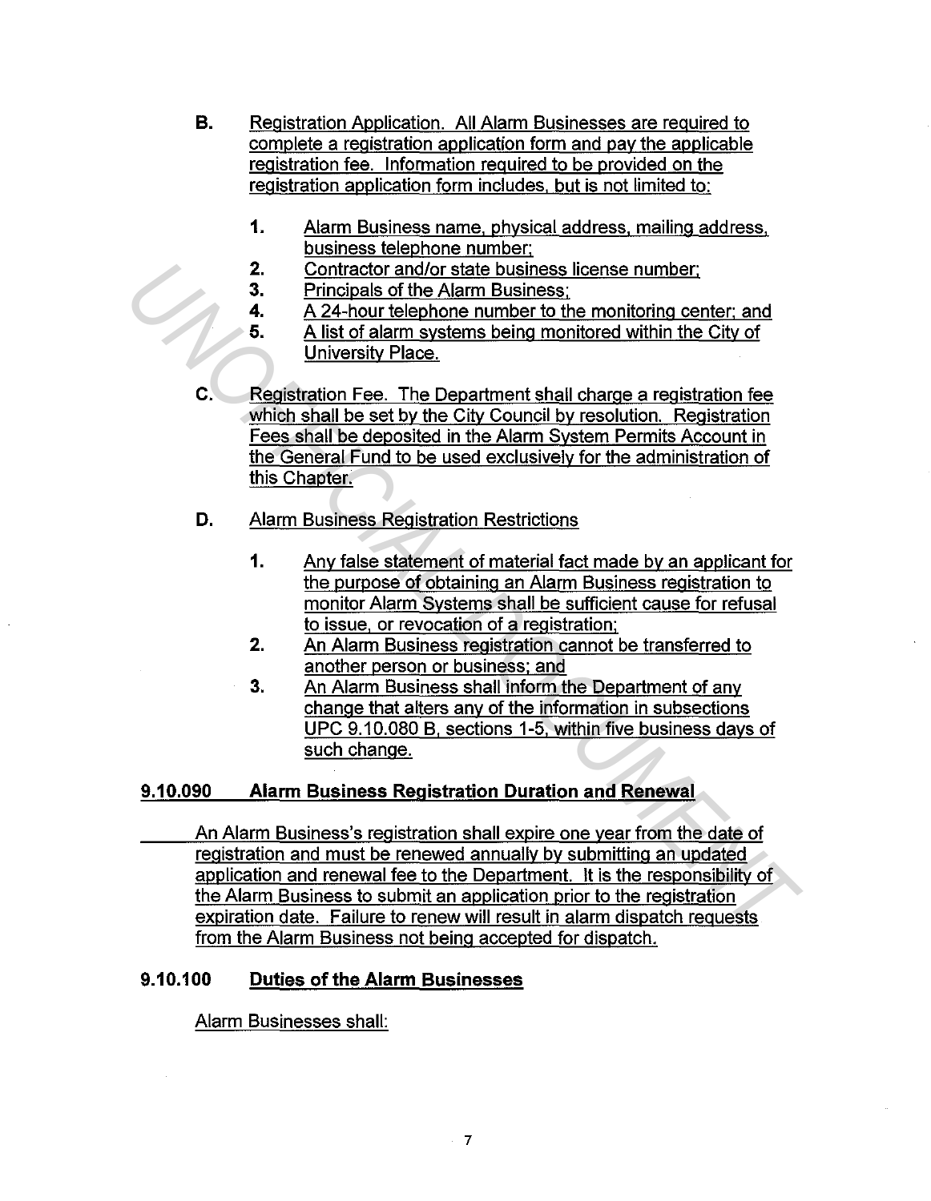**B.** Registration Application. All Alarm Businesses are required to complete a registration application form and pay the applicable registration fee. Information required to be provided on the registration application form includes, but is not limited to:

1. Alarm Business name, physical address, mailing address, business telephone number;
2. Contractor and/or state business license number;
3. Principals of the Alarm Business;
4. A 24-hour telephone number to the monitoring center; and
5. A list of alarm systems being monitored within the City of University Place.

**C.** Registration Fee. The Department shall charge a registration fee which shall be set by the City Council by resolution. Registration Fees shall be deposited in the Alarm System Permits Account in the General Fund to be used exclusively for the administration of this Chapter.

**D.** Alarm Business Registration Restrictions

1. Any false statement of material fact made by an applicant for the purpose of obtaining an Alarm Business registration to monitor Alarm Systems shall be sufficient cause for refusal to issue, or revocation of a registration;
2. An Alarm Business registration cannot be transferred to another person or business; and
3. An Alarm Business shall inform the Department of any change that alters any of the information in subsections UPC 9.10.080 B, sections 1-5, within five business days of such change.

## 9.10.090 Alarm Business Registration Duration and Renewal

An Alarm Business's registration shall expire one year from the date of registration and must be renewed annually by submitting an updated application and renewal fee to the Department. It is the responsibility of the Alarm Business to submit an application prior to the registration expiration date. Failure to renew will result in alarm dispatch requests from the Alarm Business not being accepted for dispatch.

## 9.10.100 Duties of the Alarm Businesses

Alarm Businesses shall: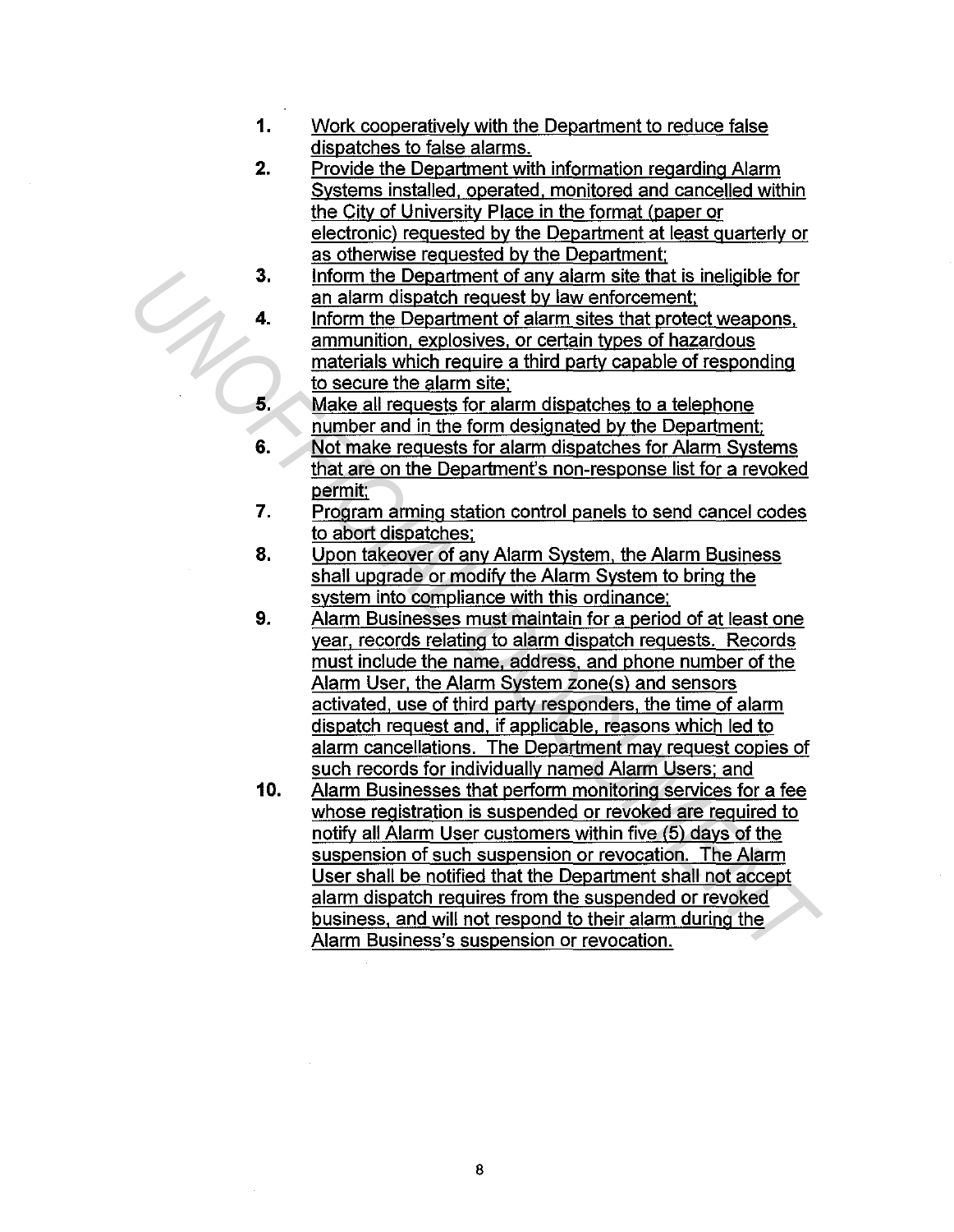1. Work cooperatively with the Department to reduce false dispatches to false alarms.
2. Provide the Department with information regarding Alarm Systems installed, operated, monitored and cancelled within the City of University Place in the format (paper or electronic) requested by the Department at least quarterly or as otherwise requested by the Department;
3. Inform the Department of any alarm site that is ineligible for an alarm dispatch request by law enforcement;
4. Inform the Department of alarm sites that protect weapons, ammunition, explosives, or certain types of hazardous materials which require a third party capable of responding to secure the alarm site;
5. Make all requests for alarm dispatches to a telephone number and in the form designated by the Department;
6. Not make requests for alarm dispatches for Alarm Systems that are on the Department's non-response list for a revoked permit;
7. Program arming station control panels to send cancel codes to abort dispatches;
8. Upon takeover of any Alarm System, the Alarm Business shall upgrade or modify the Alarm System to bring the system into compliance with this ordinance;
9. Alarm Businesses must maintain for a period of at least one year, records relating to alarm dispatch requests. Records must include the name, address, and phone number of the Alarm User, the Alarm System zone(s) and sensors activated, use of third party responders, the time of alarm dispatch request and, if applicable, reasons which led to alarm cancellations. The Department may request copies of such records for individually named Alarm Users; and
10. Alarm Businesses that perform monitoring services for a fee whose registration is suspended or revoked are required to notify all Alarm User customers within five (5) days of the suspension of such suspension or revocation. The Alarm User shall be notified that the Department shall not accept alarm dispatch requires from the suspended or revoked business, and will not respond to their alarm during the Alarm Business's suspension or revocation.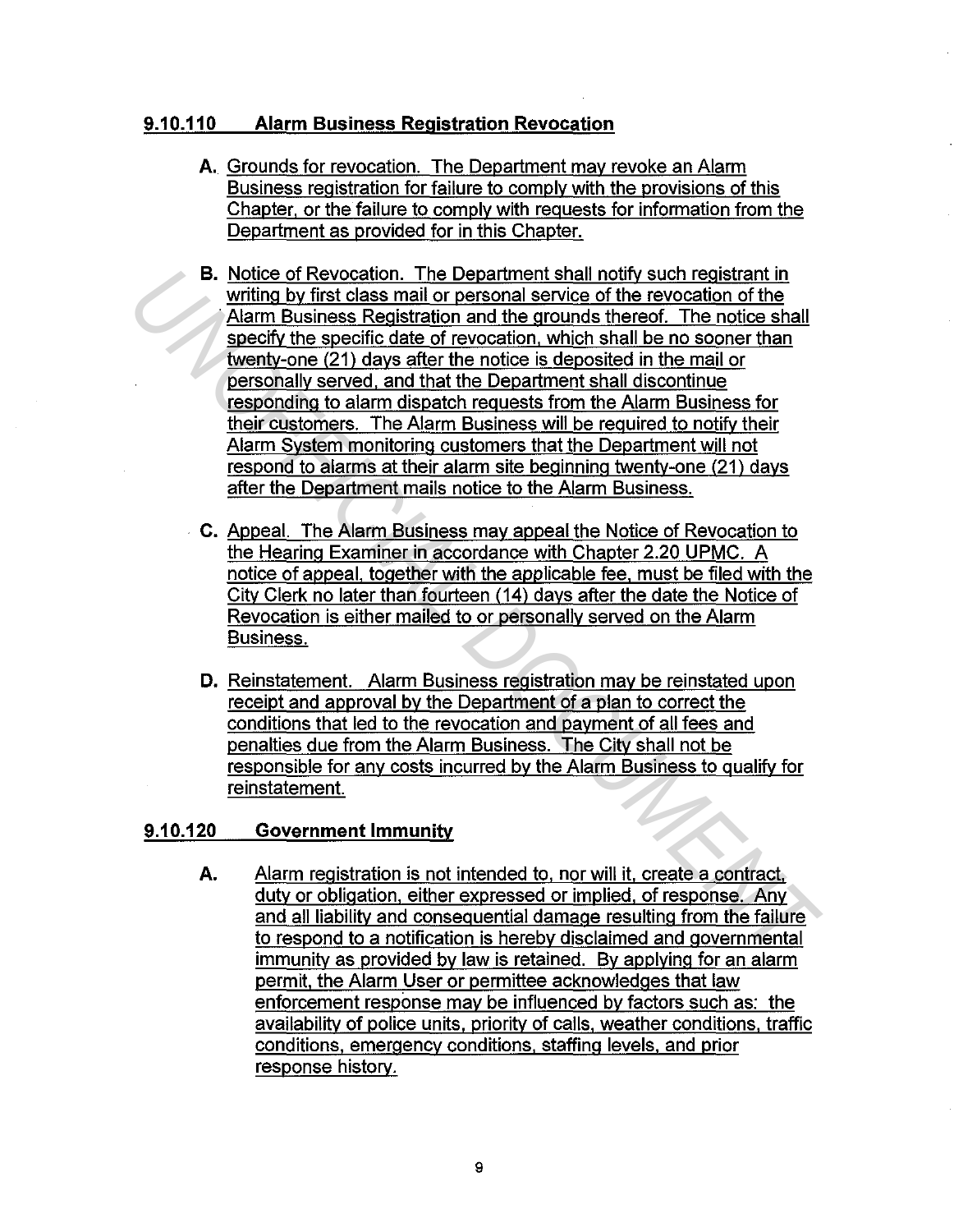## 9.10.110 Alarm Business Registration Revocation

**A.** Grounds for revocation. The Department may revoke an Alarm Business registration for failure to comply with the provisions of this Chapter, or the failure to comply with requests for information from the Department as provided for in this Chapter.

**B.** Notice of Revocation. The Department shall notify such registrant in writing by first class mail or personal service of the revocation of the Alarm Business Registration and the grounds thereof. The notice shall specify the specific date of revocation, which shall be no sooner than twenty-one (21) days after the notice is deposited in the mail or personally served, and that the Department shall discontinue responding to alarm dispatch requests from the Alarm Business for their customers. The Alarm Business will be required to notify their Alarm System monitoring customers that the Department will not respond to alarms at their alarm site beginning twenty-one (21) days after the Department mails notice to the Alarm Business.

**C.** Appeal. The Alarm Business may appeal the Notice of Revocation to the Hearing Examiner in accordance with Chapter 2.20 UPMC. A notice of appeal, together with the applicable fee, must be filed with the City Clerk no later than fourteen (14) days after the date the Notice of Revocation is either mailed to or personally served on the Alarm Business.

**D.** Reinstatement. Alarm Business registration may be reinstated upon receipt and approval by the Department of a plan to correct the conditions that led to the revocation and payment of all fees and penalties due from the Alarm Business. The City shall not be responsible for any costs incurred by the Alarm Business to qualify for reinstatement.

## 9.10.120 Government Immunity

**A.** Alarm registration is not intended to, nor will it, create a contract, duty or obligation, either expressed or implied, of response. Any and all liability and consequential damage resulting from the failure to respond to a notification is hereby disclaimed and governmental immunity as provided by law is retained. By applying for an alarm permit, the Alarm User or permittee acknowledges that law enforcement response may be influenced by factors such as: the availability of police units, priority of calls, weather conditions, traffic conditions, emergency conditions, staffing levels, and prior response history.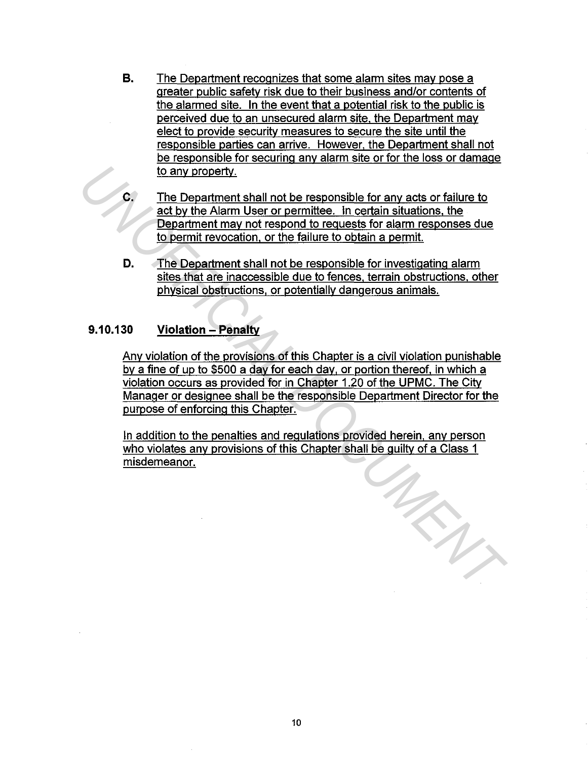**B.** The Department recognizes that some alarm sites may pose a greater public safety risk due to their business and/or contents of the alarmed site. In the event that a potential risk to the public is perceived due to an unsecured alarm site, the Department may elect to provide security measures to secure the site until the responsible parties can arrive. However, the Department shall not be responsible for securing any alarm site or for the loss or damage to any property.

**C.** The Department shall not be responsible for any acts or failure to act by the Alarm User or permittee. In certain situations, the Department may not respond to requests for alarm responses due to permit revocation, or the failure to obtain a permit.

**D.** The Department shall not be responsible for investigating alarm sites that are inaccessible due to fences, terrain obstructions, other physical obstructions, or potentially dangerous animals.

## 9.10.130 Violation – Penalty

Any violation of the provisions of this Chapter is a civil violation punishable by a fine of up to $500 a day for each day, or portion thereof, in which a violation occurs as provided for in Chapter 1.20 of the UPMC. The City Manager or designee shall be the responsible Department Director for the purpose of enforcing this Chapter.

In addition to the penalties and regulations provided herein, any person who violates any provisions of this Chapter shall be guilty of a Class 1 misdemeanor.